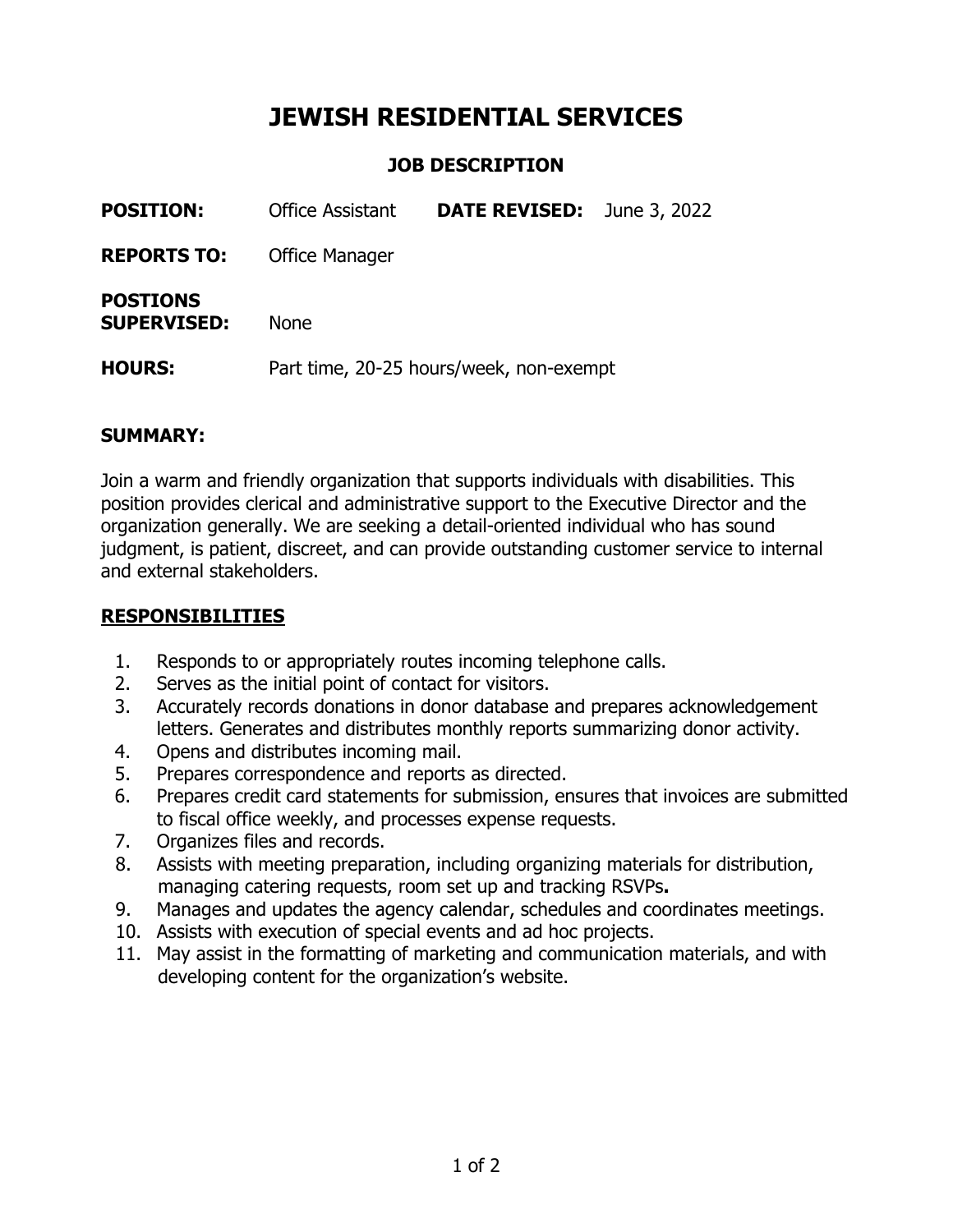# JEWISH RESIDENTIAL SERVICES

## JOB DESCRIPTION

**POSITION:** Office Assistant **DATE REVISED:** June 3, 2022

**REPORTS TO:** Office Manager

**POSTIONS SUPERVISED:** None

**HOURS:** Part time, 20-25 hours/week, non-exempt

**SUMMARY:**

Join a warm and friendly organization that supports individuals with disabilities. This position provides clerical and administrative support to the Executive Director and the organization generally. We are seeking a detail-oriented individual who has sound judgment, is patient, discreet, and can provide outstanding customer service to internal and external stakeholders.

**RESPONSIBILITIES**

1. Responds to or appropriately routes incoming telephone calls.
2. Serves as the initial point of contact for visitors.
3. Accurately records donations in donor database and prepares acknowledgement letters. Generates and distributes monthly reports summarizing donor activity.
4. Opens and distributes incoming mail.
5. Prepares correspondence and reports as directed.
6. Prepares credit card statements for submission, ensures that invoices are submitted to fiscal office weekly, and processes expense requests.
7. Organizes files and records.
8. Assists with meeting preparation, including organizing materials for distribution, managing catering requests, room set up and tracking RSVPs.
9. Manages and updates the agency calendar, schedules and coordinates meetings.
10. Assists with execution of special events and ad hoc projects.
11. May assist in the formatting of marketing and communication materials, and with developing content for the organization's website.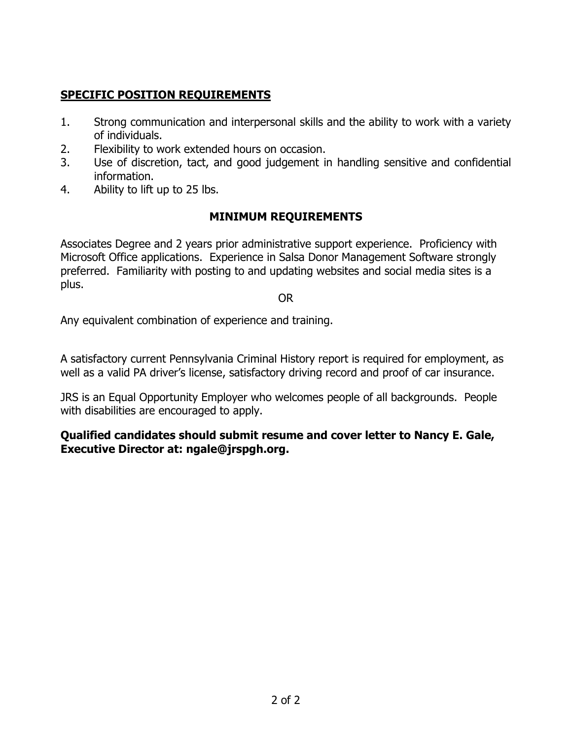## SPECIFIC POSITION REQUIREMENTS

1. Strong communication and interpersonal skills and the ability to work with a variety of individuals.
2. Flexibility to work extended hours on occasion.
3. Use of discretion, tact, and good judgement in handling sensitive and confidential information.
4. Ability to lift up to 25 lbs.

## MINIMUM REQUIREMENTS

Associates Degree and 2 years prior administrative support experience. Proficiency with Microsoft Office applications. Experience in Salsa Donor Management Software strongly preferred. Familiarity with posting to and updating websites and social media sites is a plus.

OR

Any equivalent combination of experience and training.

A satisfactory current Pennsylvania Criminal History report is required for employment, as well as a valid PA driver's license, satisfactory driving record and proof of car insurance.

JRS is an Equal Opportunity Employer who welcomes people of all backgrounds. People with disabilities are encouraged to apply.

**Qualified candidates should submit resume and cover letter to Nancy E. Gale, Executive Director at: ngale@jrspgh.org.**